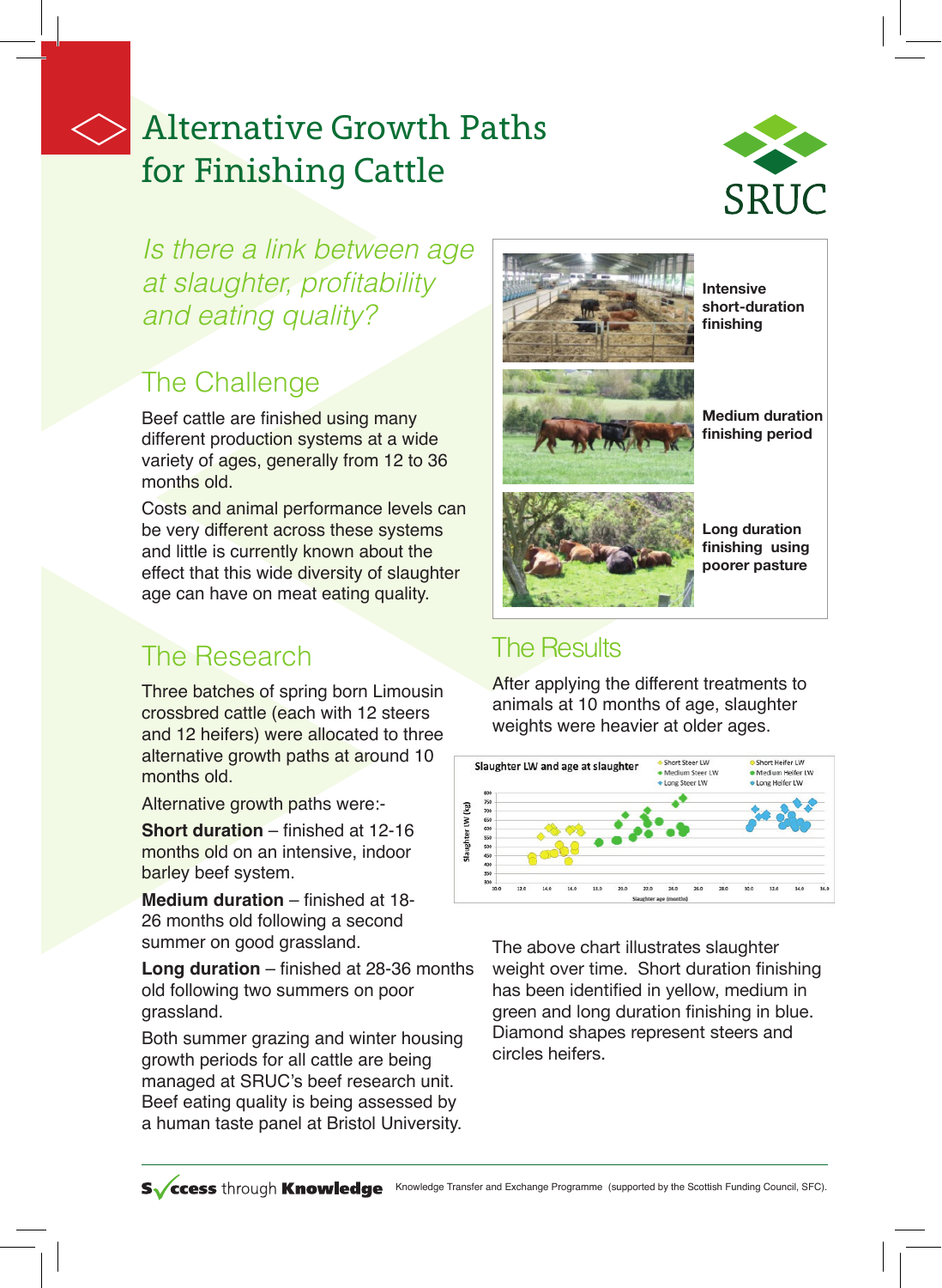# Alternative Growth Paths for Finishing Cattle

*Is there a link between age at slaughter, profitability and eating quality?*

## The Challenge

Beef cattle are finished using many different production systems at a wide variety of ages, generally from 12 to 36 months old.

Costs and animal performance levels can be very different across these systems and little is currently known about the effect that this wide diversity of slaughter age can have on meat eating quality.

## The Research

Three batches of spring born Limousin crossbred cattle (each with 12 steers and 12 heifers) were allocated to three alternative growth paths at around 10 months old.

Alternative growth paths were:-

**Short duration** – finished at 12-16 months old on an intensive, indoor barley beef system.

**Medium duration** – finished at 18-26 months old following a second summer on good grassland.

**Long duration** – finished at 28-36 months old following two summers on poor grassland.

Both summer grazing and winter housing growth periods for all cattle are being managed at SRUC's beef research unit. Beef eating quality is being assessed by a human taste panel at Bristol University.

**Intensive short-duration finishing**

**Medium duration finishing period**

**Long duration finishing using poorer pasture**

## The Results

After applying the different treatments to animals at 10 months of age, slaughter weights were heavier at older ages.

The above chart illustrates slaughter weight over time. Short duration finishing has been identified in yellow, medium in green and long duration finishing in blue. Diamond shapes represent steers and circles heifers.

Success through Knowledge — Knowledge Transfer and Exchange Programme (supported by the Scottish Funding Council, SFC).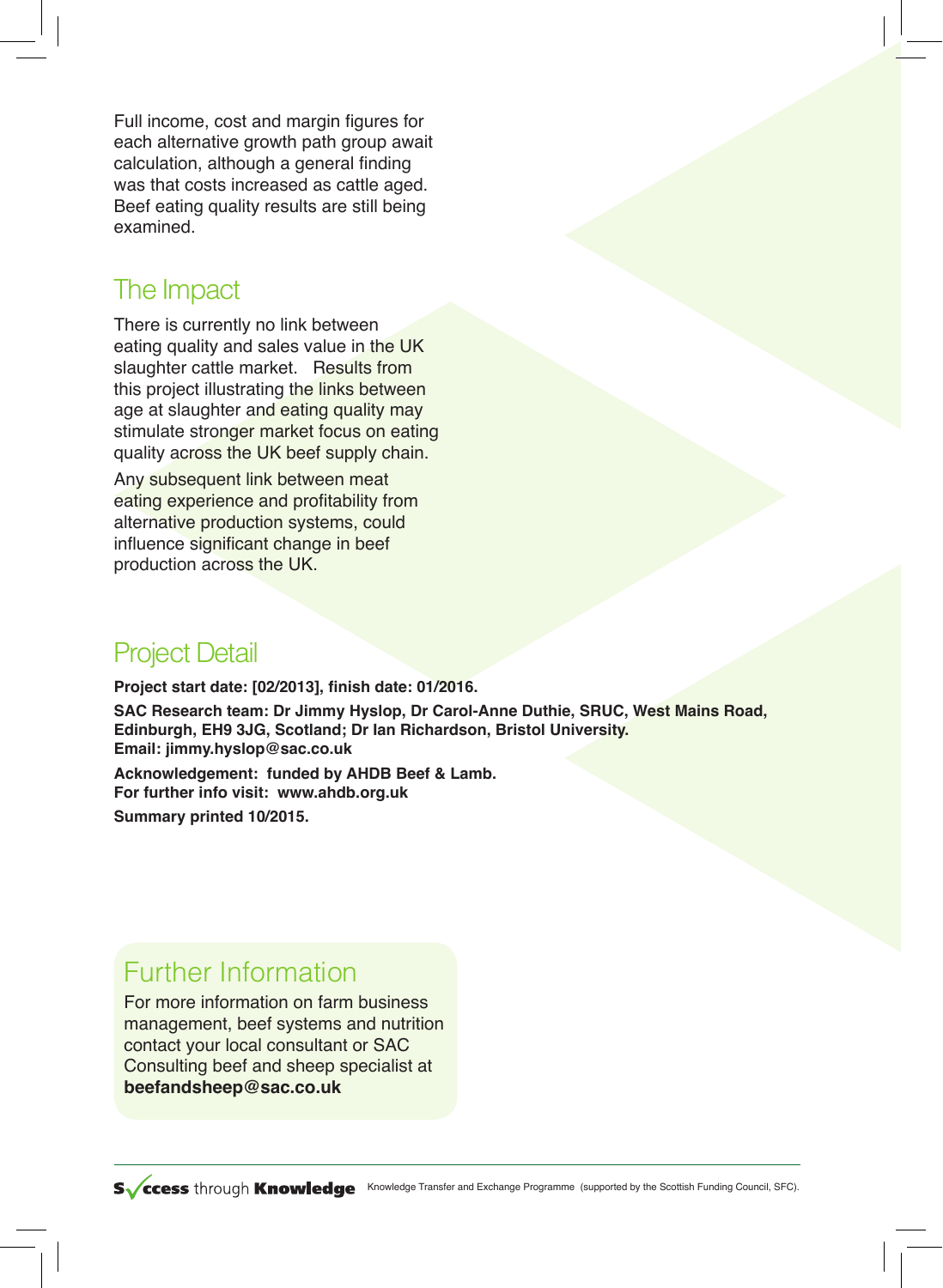Full income, cost and margin figures for each alternative growth path group await calculation, although a general finding was that costs increased as cattle aged. Beef eating quality results are still being examined.

## The Impact

There is currently no link between eating quality and sales value in the UK slaughter cattle market. Results from this project illustrating the links between age at slaughter and eating quality may stimulate stronger market focus on eating quality across the UK beef supply chain.

Any subsequent link between meat eating experience and profitability from alternative production systems, could influence significant change in beef production across the UK.

## Project Detail

**Project start date: [02/2013], finish date: 01/2016.**

**SAC Research team: Dr Jimmy Hyslop, Dr Carol-Anne Duthie, SRUC, West Mains Road, Edinburgh, EH9 3JG, Scotland; Dr Ian Richardson, Bristol University.**
**Email: jimmy.hyslop@sac.co.uk**

**Acknowledgement: funded by AHDB Beef & Lamb.**
**For further info visit: www.ahdb.org.uk**

**Summary printed 10/2015.**

## Further Information

For more information on farm business management, beef systems and nutrition contact your local consultant or SAC Consulting beef and sheep specialist at **beefandsheep@sac.co.uk**

S✓ccess through Knowledge — Knowledge Transfer and Exchange Programme (supported by the Scottish Funding Council, SFC).